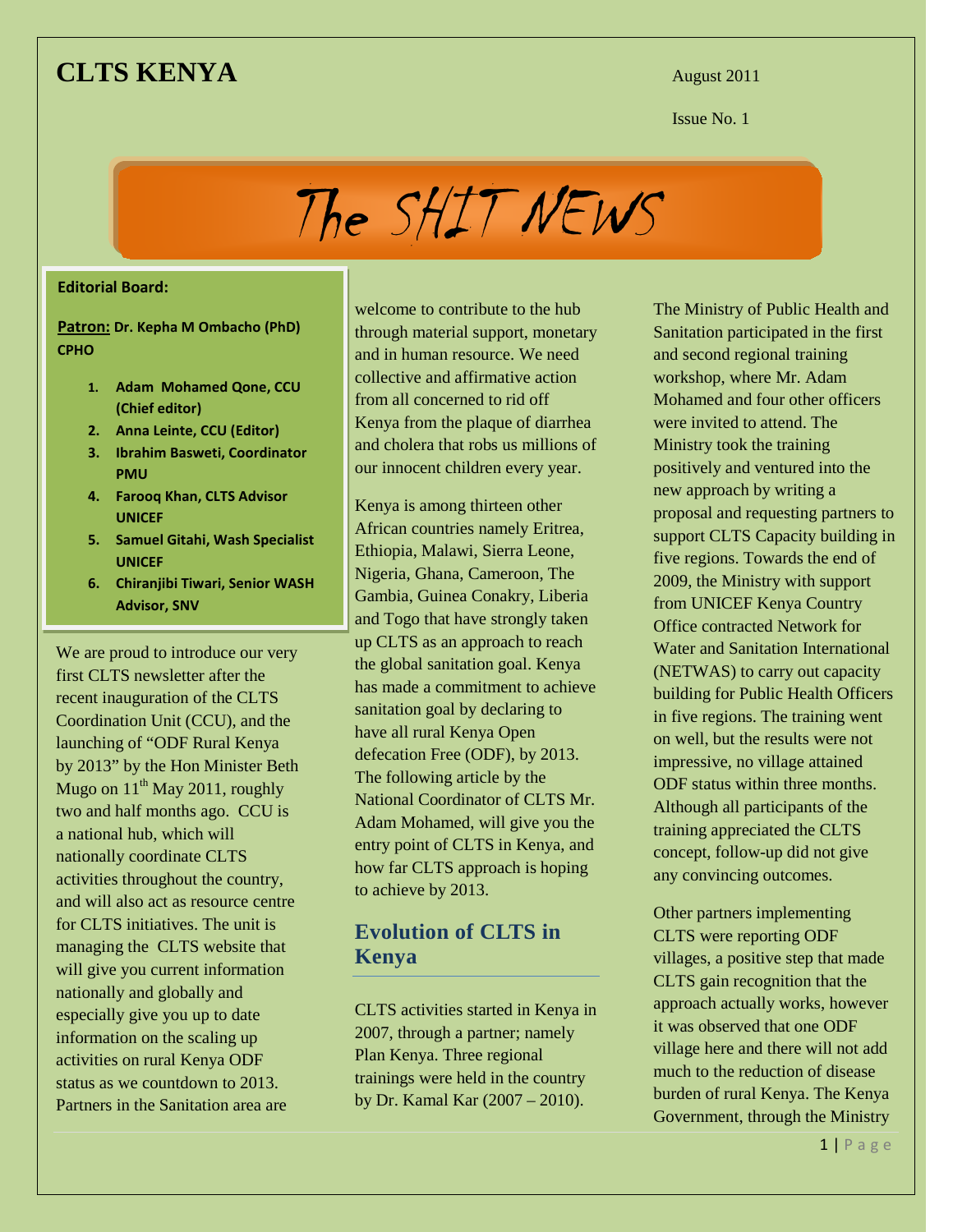# CLTS KENYA

August 2011

Issue No. 1

# The SHIT NEWS

**Editorial Board:**

**Patron: Dr. Kepha M Ombacho (PhD) CPHO**

1. **Adam Mohamed Qone, CCU (Chief editor)**
2. **Anna Leinte, CCU (Editor)**
3. **Ibrahim Basweti, Coordinator PMU**
4. **Farooq Khan, CLTS Advisor UNICEF**
5. **Samuel Gitahi, Wash Specialist UNICEF**
6. **Chiranjibi Tiwari, Senior WASH Advisor, SNV**

We are proud to introduce our very first CLTS newsletter after the recent inauguration of the CLTS Coordination Unit (CCU), and the launching of "ODF Rural Kenya by 2013" by the Hon Minister Beth Mugo on 11th May 2011, roughly two and half months ago. CCU is a national hub, which will nationally coordinate CLTS activities throughout the country, and will also act as resource centre for CLTS initiatives. The unit is managing the CLTS website that will give you current information nationally and globally and especially give you up to date information on the scaling up activities on rural Kenya ODF status as we countdown to 2013. Partners in the Sanitation area are welcome to contribute to the hub through material support, monetary and in human resource. We need collective and affirmative action from all concerned to rid off Kenya from the plaque of diarrhea and cholera that robs us millions of our innocent children every year.

Kenya is among thirteen other African countries namely Eritrea, Ethiopia, Malawi, Sierra Leone, Nigeria, Ghana, Cameroon, The Gambia, Guinea Conakry, Liberia and Togo that have strongly taken up CLTS as an approach to reach the global sanitation goal. Kenya has made a commitment to achieve sanitation goal by declaring to have all rural Kenya Open defecation Free (ODF), by 2013. The following article by the National Coordinator of CLTS Mr. Adam Mohamed, will give you the entry point of CLTS in Kenya, and how far CLTS approach is hoping to achieve by 2013.

## Evolution of CLTS in Kenya

CLTS activities started in Kenya in 2007, through a partner; namely Plan Kenya. Three regional trainings were held in the country by Dr. Kamal Kar (2007 – 2010).

The Ministry of Public Health and Sanitation participated in the first and second regional training workshop, where Mr. Adam Mohamed and four other officers were invited to attend. The Ministry took the training positively and ventured into the new approach by writing a proposal and requesting partners to support CLTS Capacity building in five regions. Towards the end of 2009, the Ministry with support from UNICEF Kenya Country Office contracted Network for Water and Sanitation International (NETWAS) to carry out capacity building for Public Health Officers in five regions. The training went on well, but the results were not impressive, no village attained ODF status within three months. Although all participants of the training appreciated the CLTS concept, follow-up did not give any convincing outcomes.

Other partners implementing CLTS were reporting ODF villages, a positive step that made CLTS gain recognition that the approach actually works, however it was observed that one ODF village here and there will not add much to the reduction of disease burden of rural Kenya. The Kenya Government, through the Ministry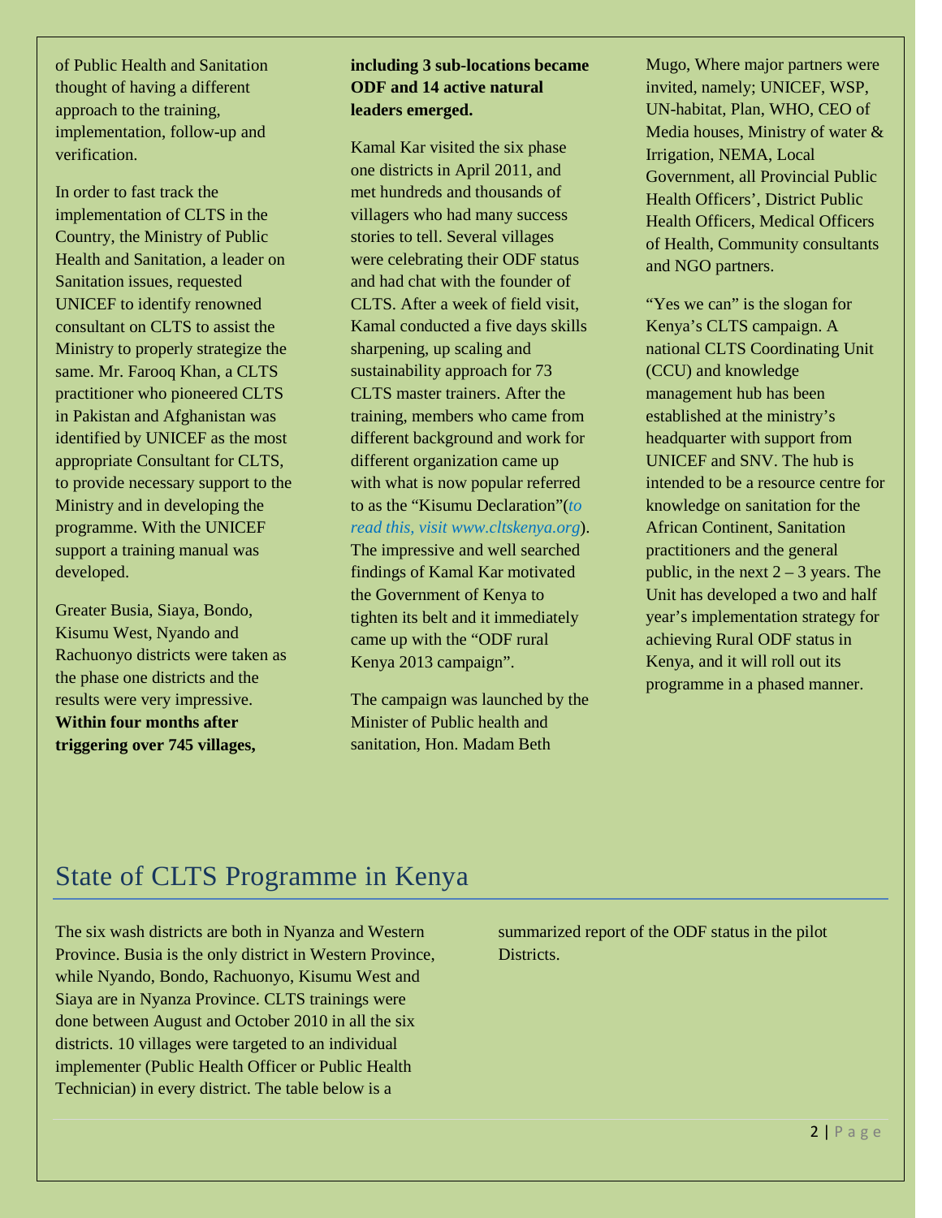of Public Health and Sanitation thought of having a different approach to the training, implementation, follow-up and verification.

In order to fast track the implementation of CLTS in the Country, the Ministry of Public Health and Sanitation, a leader on Sanitation issues, requested UNICEF to identify renowned consultant on CLTS to assist the Ministry to properly strategize the same. Mr. Farooq Khan, a CLTS practitioner who pioneered CLTS in Pakistan and Afghanistan was identified by UNICEF as the most appropriate Consultant for CLTS, to provide necessary support to the Ministry and in developing the programme. With the UNICEF support a training manual was developed.

Greater Busia, Siaya, Bondo, Kisumu West, Nyando and Rachuonyo districts were taken as the phase one districts and the results were very impressive. **Within four months after triggering over 745 villages, including 3 sub-locations became ODF and 14 active natural leaders emerged.**

Kamal Kar visited the six phase one districts in April 2011, and met hundreds and thousands of villagers who had many success stories to tell. Several villages were celebrating their ODF status and had chat with the founder of CLTS. After a week of field visit, Kamal conducted a five days skills sharpening, up scaling and sustainability approach for 73 CLTS master trainers. After the training, members who came from different background and work for different organization came up with what is now popular referred to as the "Kisumu Declaration"(*to read this, visit www.cltskenya.org*). The impressive and well searched findings of Kamal Kar motivated the Government of Kenya to tighten its belt and it immediately came up with the "ODF rural Kenya 2013 campaign".

The campaign was launched by the Minister of Public health and sanitation, Hon. Madam Beth Mugo, Where major partners were invited, namely; UNICEF, WSP, UN-habitat, Plan, WHO, CEO of Media houses, Ministry of water & Irrigation, NEMA, Local Government, all Provincial Public Health Officers', District Public Health Officers, Medical Officers of Health, Community consultants and NGO partners.

"Yes we can" is the slogan for Kenya's CLTS campaign. A national CLTS Coordinating Unit (CCU) and knowledge management hub has been established at the ministry's headquarter with support from UNICEF and SNV. The hub is intended to be a resource centre for knowledge on sanitation for the African Continent, Sanitation practitioners and the general public, in the next 2 – 3 years. The Unit has developed a two and half year's implementation strategy for achieving Rural ODF status in Kenya, and it will roll out its programme in a phased manner.

# State of CLTS Programme in Kenya

The six wash districts are both in Nyanza and Western Province. Busia is the only district in Western Province, while Nyando, Bondo, Rachuonyo, Kisumu West and Siaya are in Nyanza Province. CLTS trainings were done between August and October 2010 in all the six districts. 10 villages were targeted to an individual implementer (Public Health Officer or Public Health Technician) in every district. The table below is a summarized report of the ODF status in the pilot Districts.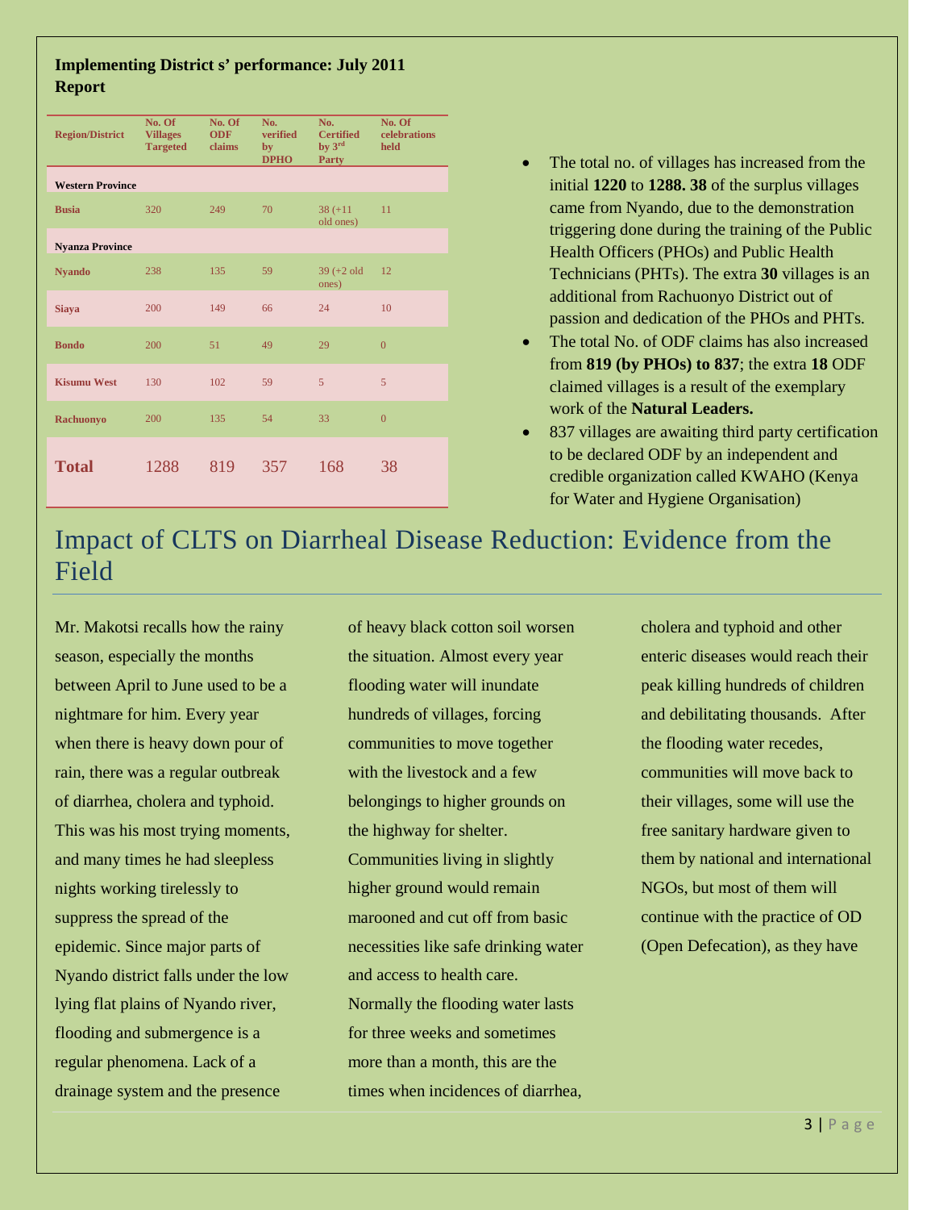**Implementing District s' performance: July 2011 Report**

| Region/District | No. Of Villages Targeted | No. Of ODF claims | No. verified by DPHO | No. Certified by 3rd Party | No. Of celebrations held |
|---|---|---|---|---|---|
| **Western Province** | | | | | |
| **Busia** | 320 | 249 | 70 | 38 (+11 old ones) | 11 |
| **Nyanza Province** | | | | | |
| **Nyando** | 238 | 135 | 59 | 39 (+2 old ones) | 12 |
| **Siaya** | 200 | 149 | 66 | 24 | 10 |
| **Bondo** | 200 | 51 | 49 | 29 | 0 |
| **Kisumu West** | 130 | 102 | 59 | 5 | 5 |
| **Rachuonyo** | 200 | 135 | 54 | 33 | 0 |
| **Total** | 1288 | 819 | 357 | 168 | 38 |

- The total no. of villages has increased from the initial **1220** to **1288. 38** of the surplus villages came from Nyando, due to the demonstration triggering done during the training of the Public Health Officers (PHOs) and Public Health Technicians (PHTs). The extra **30** villages is an additional from Rachuonyo District out of passion and dedication of the PHOs and PHTs.
- The total No. of ODF claims has also increased from **819 (by PHOs) to 837**; the extra **18** ODF claimed villages is a result of the exemplary work of the **Natural Leaders.**
- 837 villages are awaiting third party certification to be declared ODF by an independent and credible organization called KWAHO (Kenya for Water and Hygiene Organisation)

# Impact of CLTS on Diarrheal Disease Reduction: Evidence from the Field

Mr. Makotsi recalls how the rainy season, especially the months between April to June used to be a nightmare for him. Every year when there is heavy down pour of rain, there was a regular outbreak of diarrhea, cholera and typhoid. This was his most trying moments, and many times he had sleepless nights working tirelessly to suppress the spread of the epidemic. Since major parts of Nyando district falls under the low lying flat plains of Nyando river, flooding and submergence is a regular phenomena. Lack of a drainage system and the presence of heavy black cotton soil worsen the situation. Almost every year flooding water will inundate hundreds of villages, forcing communities to move together with the livestock and a few belongings to higher grounds on the highway for shelter. Communities living in slightly higher ground would remain marooned and cut off from basic necessities like safe drinking water and access to health care. Normally the flooding water lasts for three weeks and sometimes more than a month, this are the times when incidences of diarrhea, cholera and typhoid and other enteric diseases would reach their peak killing hundreds of children and debilitating thousands. After the flooding water recedes, communities will move back to their villages, some will use the free sanitary hardware given to them by national and international NGOs, but most of them will continue with the practice of OD (Open Defecation), as they have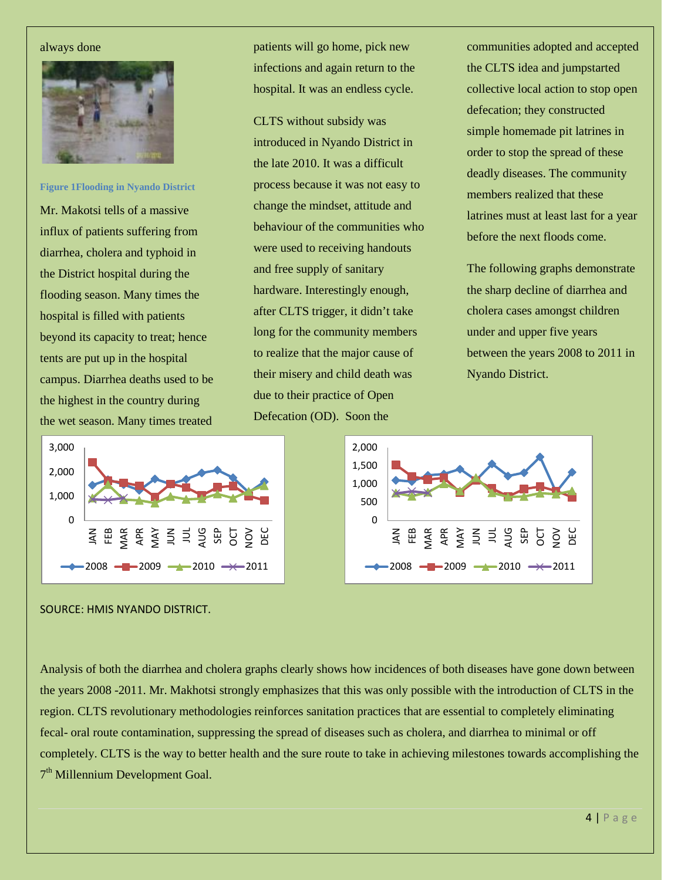always done

Figure 1Flooding in Nyando District

Mr. Makotsi tells of a massive influx of patients suffering from diarrhea, cholera and typhoid in the District hospital during the flooding season. Many times the hospital is filled with patients beyond its capacity to treat; hence tents are put up in the hospital campus. Diarrhea deaths used to be the highest in the country during the wet season. Many times treated patients will go home, pick new infections and again return to the hospital. It was an endless cycle.

CLTS without subsidy was introduced in Nyando District in the late 2010. It was a difficult process because it was not easy to change the mindset, attitude and behaviour of the communities who were used to receiving handouts and free supply of sanitary hardware. Interestingly enough, after CLTS trigger, it didn't take long for the community members to realize that the major cause of their misery and child death was due to their practice of Open Defecation (OD). Soon the communities adopted and accepted the CLTS idea and jumpstarted collective local action to stop open defecation; they constructed simple homemade pit latrines in order to stop the spread of these deadly diseases. The community members realized that these latrines must at least last for a year before the next floods come.

The following graphs demonstrate the sharp decline of diarrhea and cholera cases amongst children under and upper five years between the years 2008 to 2011 in Nyando District.

SOURCE: HMIS NYANDO DISTRICT.

Analysis of both the diarrhea and cholera graphs clearly shows how incidences of both diseases have gone down between the years 2008 -2011. Mr. Makhotsi strongly emphasizes that this was only possible with the introduction of CLTS in the region. CLTS revolutionary methodologies reinforces sanitation practices that are essential to completely eliminating fecal- oral route contamination, suppressing the spread of diseases such as cholera, and diarrhea to minimal or off completely. CLTS is the way to better health and the sure route to take in achieving milestones towards accomplishing the 7th Millennium Development Goal.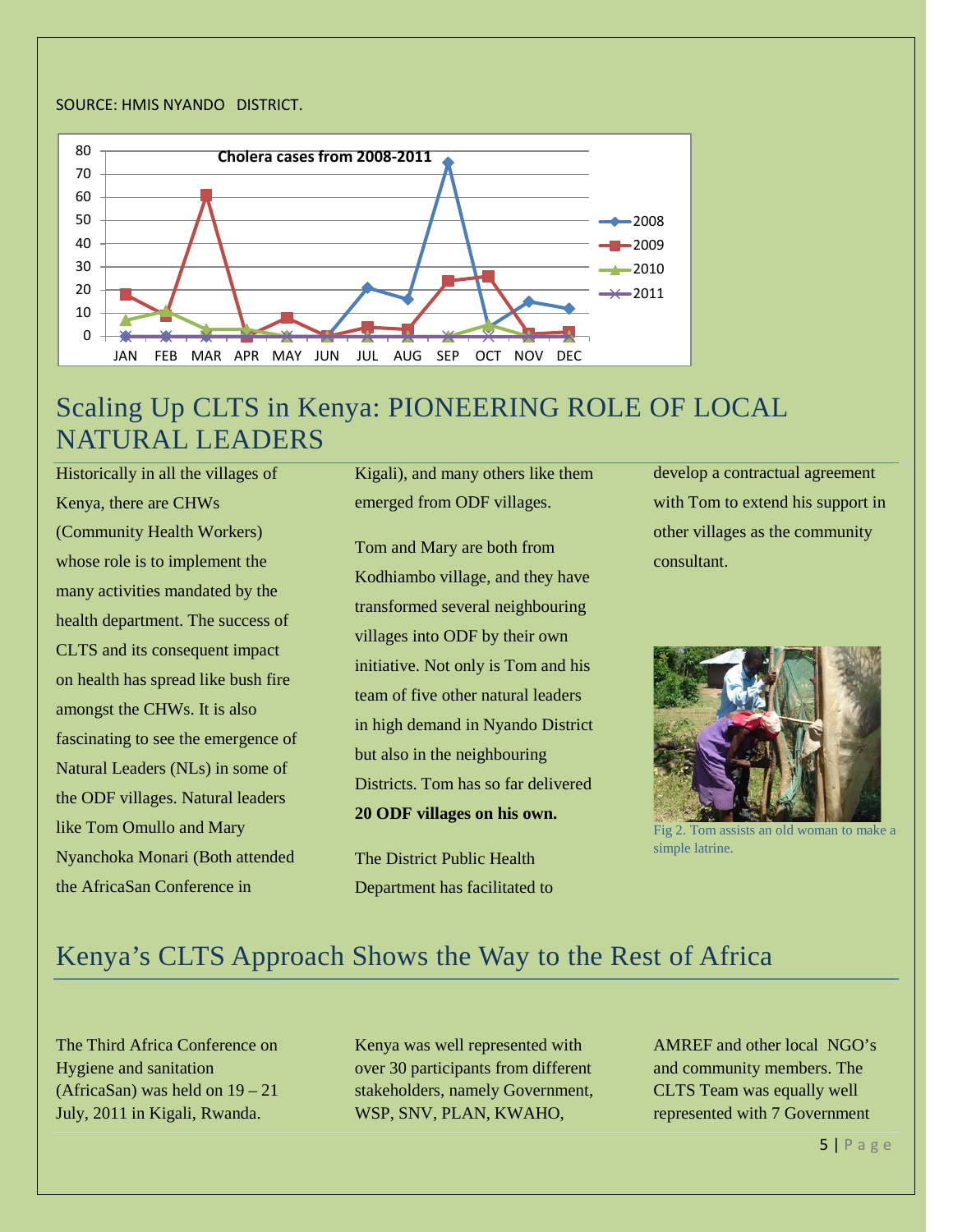SOURCE: HMIS NYANDO DISTRICT.

Cholera cases from 2008-2011

## Scaling Up CLTS in Kenya: PIONEERING ROLE OF LOCAL NATURAL LEADERS

Historically in all the villages of Kenya, there are CHWs (Community Health Workers) whose role is to implement the many activities mandated by the health department. The success of CLTS and its consequent impact on health has spread like bush fire amongst the CHWs. It is also fascinating to see the emergence of Natural Leaders (NLs) in some of the ODF villages. Natural leaders like Tom Omullo and Mary Nyanchoka Monari (Both attended the AfricaSan Conference in Kigali), and many others like them emerged from ODF villages.

Tom and Mary are both from Kodhiambo village, and they have transformed several neighbouring villages into ODF by their own initiative. Not only is Tom and his team of five other natural leaders in high demand in Nyando District but also in the neighbouring Districts. Tom has so far delivered **20 ODF villages on his own.**

The District Public Health Department has facilitated to develop a contractual agreement with Tom to extend his support in other villages as the community consultant.

Fig 2. Tom assists an old woman to make a simple latrine.

## Kenya's CLTS Approach Shows the Way to the Rest of Africa

The Third Africa Conference on Hygiene and sanitation (AfricaSan) was held on 19 – 21 July, 2011 in Kigali, Rwanda.

Kenya was well represented with over 30 participants from different stakeholders, namely Government, WSP, SNV, PLAN, KWAHO, AMREF and other local NGO's and community members. The CLTS Team was equally well represented with 7 Government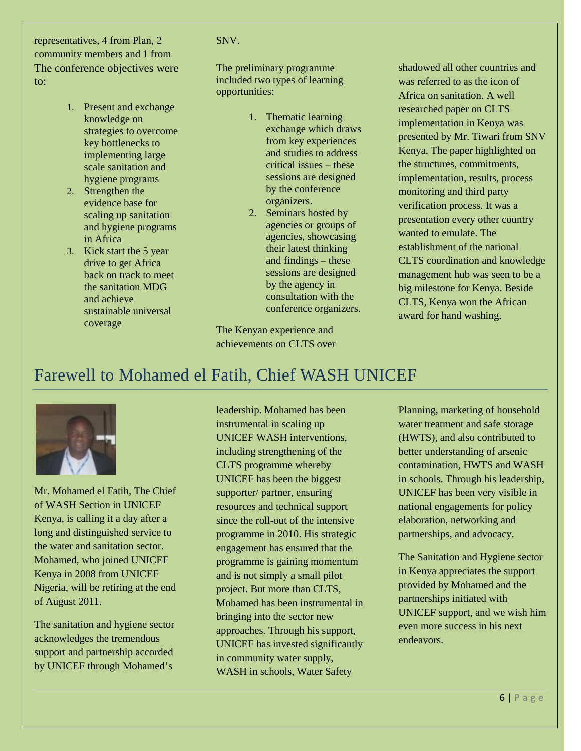representatives, 4 from Plan, 2 community members and 1 from SNV.

The conference objectives were to:

1. Present and exchange knowledge on strategies to overcome key bottlenecks to implementing large scale sanitation and hygiene programs
2. Strengthen the evidence base for scaling up sanitation and hygiene programs in Africa
3. Kick start the 5 year drive to get Africa back on track to meet the sanitation MDG and achieve sustainable universal coverage

The preliminary programme included two types of learning opportunities:

1. Thematic learning exchange which draws from key experiences and studies to address critical issues – these sessions are designed by the conference organizers.
2. Seminars hosted by agencies or groups of agencies, showcasing their latest thinking and findings – these sessions are designed by the agency in consultation with the conference organizers.

The Kenyan experience and achievements on CLTS over shadowed all other countries and was referred to as the icon of Africa on sanitation. A well researched paper on CLTS implementation in Kenya was presented by Mr. Tiwari from SNV Kenya. The paper highlighted on the structures, commitments, implementation, results, process monitoring and third party verification process. It was a presentation every other country wanted to emulate. The establishment of the national CLTS coordination and knowledge management hub was seen to be a big milestone for Kenya. Beside CLTS, Kenya won the African award for hand washing.

# Farewell to Mohamed el Fatih, Chief WASH UNICEF

Mr. Mohamed el Fatih, The Chief of WASH Section in UNICEF Kenya, is calling it a day after a long and distinguished service to the water and sanitation sector. Mohamed, who joined UNICEF Kenya in 2008 from UNICEF Nigeria, will be retiring at the end of August 2011.

The sanitation and hygiene sector acknowledges the tremendous support and partnership accorded by UNICEF through Mohamed's leadership. Mohamed has been instrumental in scaling up UNICEF WASH interventions, including strengthening of the CLTS programme whereby UNICEF has been the biggest supporter/ partner, ensuring resources and technical support since the roll-out of the intensive programme in 2010. His strategic engagement has ensured that the programme is gaining momentum and is not simply a small pilot project. But more than CLTS, Mohamed has been instrumental in bringing into the sector new approaches. Through his support, UNICEF has invested significantly in community water supply, WASH in schools, Water Safety Planning, marketing of household water treatment and safe storage (HWTS), and also contributed to better understanding of arsenic contamination, HWTS and WASH in schools. Through his leadership, UNICEF has been very visible in national engagements for policy elaboration, networking and partnerships, and advocacy.

The Sanitation and Hygiene sector in Kenya appreciates the support provided by Mohamed and the partnerships initiated with UNICEF support, and we wish him even more success in his next endeavors.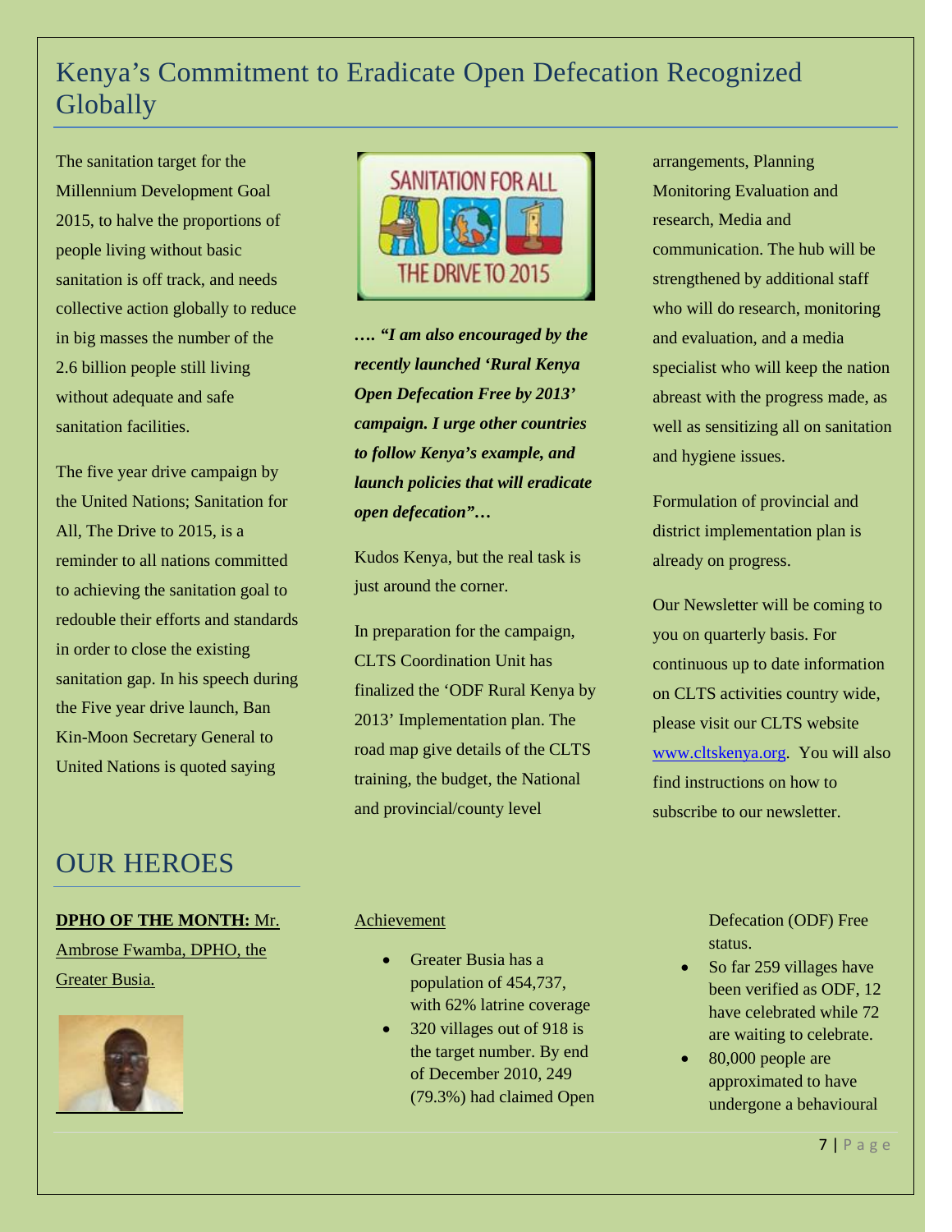## Kenya's Commitment to Eradicate Open Defecation Recognized Globally

The sanitation target for the Millennium Development Goal 2015, to halve the proportions of people living without basic sanitation is off track, and needs collective action globally to reduce in big masses the number of the 2.6 billion people still living without adequate and safe sanitation facilities.

The five year drive campaign by the United Nations; Sanitation for All, The Drive to 2015, is a reminder to all nations committed to achieving the sanitation goal to redouble their efforts and standards in order to close the existing sanitation gap. In his speech during the Five year drive launch, Ban Kin-Moon Secretary General to United Nations is quoted saying

***…. "I am also encouraged by the recently launched 'Rural Kenya Open Defecation Free by 2013' campaign. I urge other countries to follow Kenya's example, and launch policies that will eradicate open defecation"…***

Kudos Kenya, but the real task is just around the corner.

In preparation for the campaign, CLTS Coordination Unit has finalized the 'ODF Rural Kenya by 2013' Implementation plan. The road map give details of the CLTS training, the budget, the National and provincial/county level arrangements, Planning Monitoring Evaluation and research, Media and communication. The hub will be strengthened by additional staff who will do research, monitoring and evaluation, and a media specialist who will keep the nation abreast with the progress made, as well as sensitizing all on sanitation and hygiene issues.

Formulation of provincial and district implementation plan is already on progress.

Our Newsletter will be coming to you on quarterly basis. For continuous up to date information on CLTS activities country wide, please visit our CLTS website www.cltskenya.org. You will also find instructions on how to subscribe to our newsletter.

## OUR HEROES

**DPHO OF THE MONTH:** Mr. Ambrose Fwamba, DPHO, the Greater Busia.

Achievement

- Greater Busia has a population of 454,737, with 62% latrine coverage
- 320 villages out of 918 is the target number. By end of December 2010, 249 (79.3%) had claimed Open Defecation (ODF) Free status.
- So far 259 villages have been verified as ODF, 12 have celebrated while 72 are waiting to celebrate.
- 80,000 people are approximated to have undergone a behavioural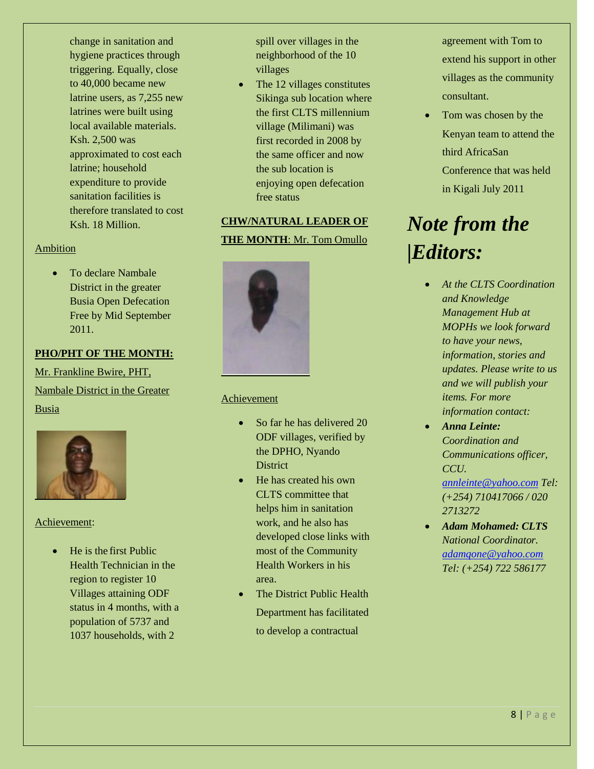change in sanitation and hygiene practices through triggering. Equally, close to 40,000 became new latrine users, as 7,255 new latrines were built using local available materials. Ksh. 2,500 was approximated to cost each latrine; household expenditure to provide sanitation facilities is therefore translated to cost Ksh. 18 Million.

Ambition

- To declare Nambale District in the greater Busia Open Defecation Free by Mid September 2011.

**PHO/PHT OF THE MONTH:**

Mr. Frankline Bwire, PHT, Nambale District in the Greater Busia

Achievement:

- He is the first Public Health Technician in the region to register 10 Villages attaining ODF status in 4 months, with a population of 5737 and 1037 households, with 2 spill over villages in the neighborhood of the 10 villages
- The 12 villages constitutes Sikinga sub location where the first CLTS millennium village (Milimani) was first recorded in 2008 by the same officer and now the sub location is enjoying open defecation free status

**CHW/NATURAL LEADER OF THE MONTH**: Mr. Tom Omullo

Achievement

- So far he has delivered 20 ODF villages, verified by the DPHO, Nyando District
- He has created his own CLTS committee that helps him in sanitation work, and he also has developed close links with most of the Community Health Workers in his area.
- The District Public Health Department has facilitated to develop a contractual agreement with Tom to extend his support in other villages as the community consultant.
- Tom was chosen by the Kenyan team to attend the third AfricaSan Conference that was held in Kigali July 2011

# *Note from the |Editors:*

- *At the CLTS Coordination and Knowledge Management Hub at MOPHs we look forward to have your news, information, stories and updates. Please write to us and we will publish your items. For more information contact:*
- ***Anna Leinte:** Coordination and Communications officer, CCU. annleinte@yahoo.com Tel: (+254) 710417066 / 020 2713272*
- ***Adam Mohamed: CLTS** National Coordinator. adamqone@yahoo.com Tel: (+254) 722 586177*